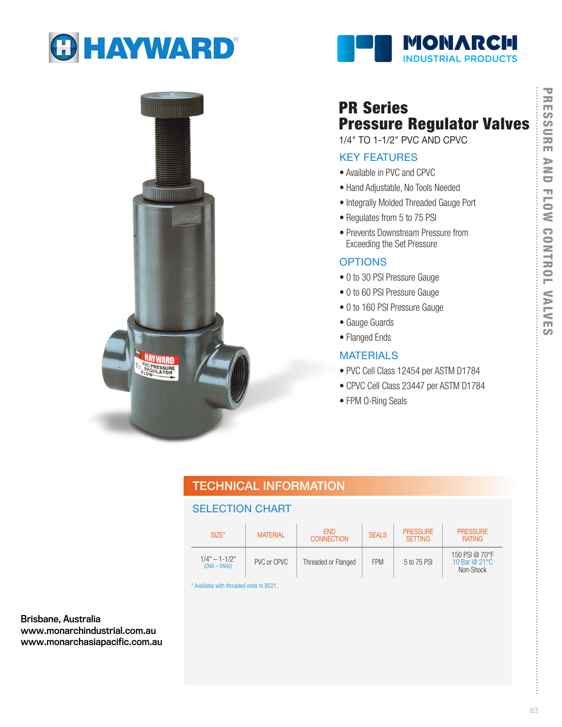HAYWARD

MONARCH INDUSTRIAL PRODUCTS

# PR Series
# Pressure Regulator Valves

1/4" TO 1-1/2" PVC AND CPVC

## KEY FEATURES

- Available in PVC and CPVC
- Hand Adjustable, No Tools Needed
- Integrally Molded Threaded Gauge Port
- Regulates from 5 to 75 PSI
- Prevents Downstream Pressure from Exceeding the Set Pressure

## OPTIONS

- 0 to 30 PSI Pressure Gauge
- 0 to 60 PSI Pressure Gauge
- 0 to 160 PSI Pressure Gauge
- Gauge Guards
- Flanged Ends

## MATERIALS

- PVC Cell Class 12454 per ASTM D1784
- CPVC Cell Class 23447 per ASTM D1784
- FPM O-Ring Seals

PRESSURE AND FLOW CONTROL VALVES

## TECHNICAL INFORMATION

### SELECTION CHART

| SIZE* | MATERIAL | END CONNECTION | SEALS | PRESSURE SETTING | PRESSURE RATING |
|---|---|---|---|---|---|
| 1/4" – 1-1/2" (DN8 – DN40) | PVC or CPVC | Threaded or Flanged | FPM | 5 to 75 PSI | 150 PSI @ 70°F 10 Bar @ 21°C Non-Shock |

\* Available with threaded ends to BS21.

**Brisbane, Australia**
**www.monarchindustrial.com.au**
**www.monarchasiapacific.com.au**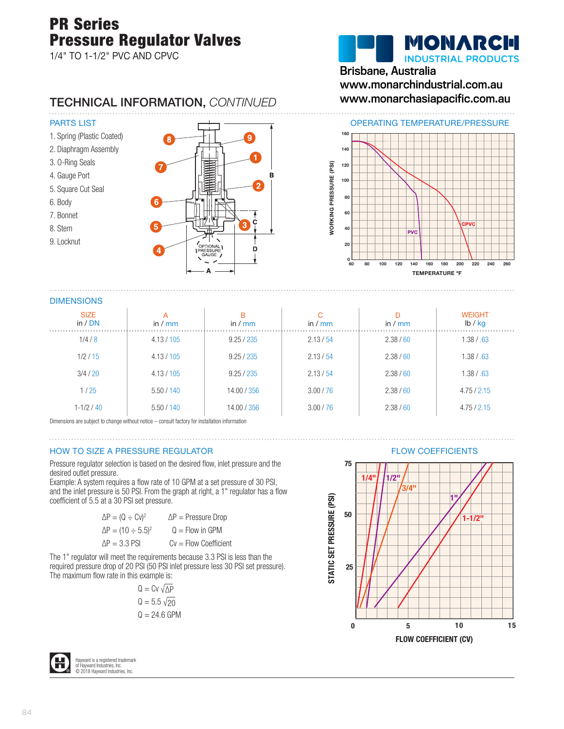# PR Series Pressure Regulator Valves

1/4" TO 1-1/2" PVC AND CPVC

MONARCH INDUSTRIAL PRODUCTS
Brisbane, Australia
www.monarchindustrial.com.au
www.monarchasiapacific.com.au

## TECHNICAL INFORMATION, *CONTINUED*

### PARTS LIST

1. Spring (Plastic Coated)
2. Diaphragm Assembly
3. O-Ring Seals
4. Gauge Port
5. Square Cut Seal
6. Body
7. Bonnet
8. Stem
9. Locknut

OPTIONAL PRESSURE GAUGE
A
B
C
D

### OPERATING TEMPERATURE/PRESSURE

WORKING PRESSURE (PSI)
160
140
120
100
80
60
40
20
0
60 80 100 120 140 160 180 200 220 240 260
TEMPERATURE °F
PVC
CPVC

### DIMENSIONS

| SIZE in / DN | A in / mm | B in / mm | C in / mm | D in / mm | WEIGHT lb / kg |
|---|---|---|---|---|---|
| 1/4 / 8 | 4.13 / 105 | 9.25 / 235 | 2.13 / 54 | 2.38 / 60 | 1.38 / .63 |
| 1/2 / 15 | 4.13 / 105 | 9.25 / 235 | 2.13 / 54 | 2.38 / 60 | 1.38 / .63 |
| 3/4 / 20 | 4.13 / 105 | 9.25 / 235 | 2.13 / 54 | 2.38 / 60 | 1.38 / .63 |
| 1 / 25 | 5.50 / 140 | 14.00 / 356 | 3.00 / 76 | 2.38 / 60 | 4.75 / 2.15 |
| 1-1/2 / 40 | 5.50 / 140 | 14.00 / 356 | 3.00 / 76 | 2.38 / 60 | 4.75 / 2.15 |

Dimensions are subject to change without notice – consult factory for installation information

### HOW TO SIZE A PRESSURE REGULATOR

Pressure regulator selection is based on the desired flow, inlet pressure and the desired outlet pressure.

Example: A system requires a flow rate of 10 GPM at a set pressure of 30 PSI, and the inlet pressure is 50 PSI. From the graph at right, a 1" regulator has a flow coefficient of 5.5 at a 30 PSI set pressure.

$$\Delta P = (Q \div Cv)^2$$
$$\Delta P = (10 \div 5.5)^2$$
$$\Delta P = 3.3 \text{ PSI}$$

$\Delta P$ = Pressure Drop
Q = Flow in GPM
Cv = Flow Coefficient

The 1" regulator will meet the requirements because 3.3 PSI is less than the required pressure drop of 20 PSI (50 PSI inlet pressure less 30 PSI set pressure). The maximum flow rate in this example is:

$$Q = Cv\sqrt{\Delta P}$$
$$Q = 5.5\sqrt{20}$$
$$Q = 24.6 \text{ GPM}$$

### FLOW COEFFICIENTS

STATIC SET PRESSURE (PSI)
75
50
25
0
5
10
15
FLOW COEFFICIENT (CV)
1/4"
1/2"
3/4"
1"
1-1/2"

Hayward is a registered trademark of Hayward Industries, Inc.
© 2018 Hayward Industries, Inc.